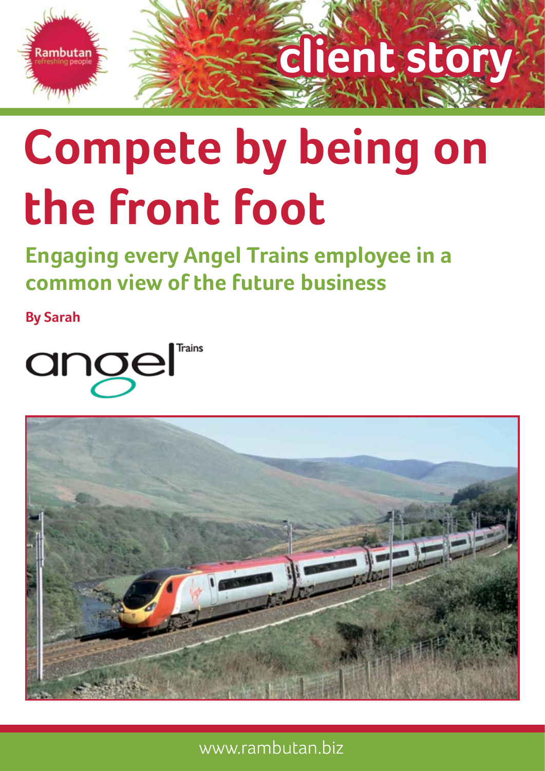Rambutan
refreshing people

client story

# Compete by being on the front foot

## Engaging every Angel Trains employee in a common view of the future business

**By Sarah**

angel Trains

www.rambutan.biz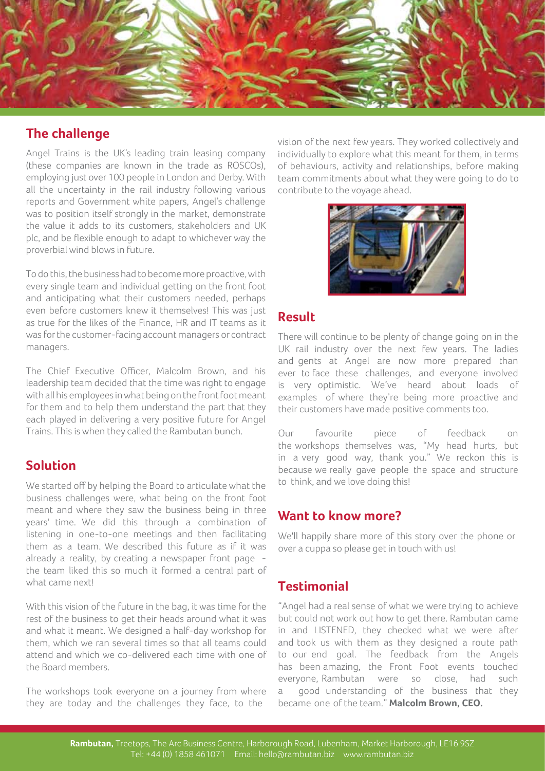## The challenge

Angel Trains is the UK's leading train leasing company (these companies are known in the trade as ROSCOs), employing just over 100 people in London and Derby. With all the uncertainty in the rail industry following various reports and Government white papers, Angel's challenge was to position itself strongly in the market, demonstrate the value it adds to its customers, stakeholders and UK plc, and be flexible enough to adapt to whichever way the proverbial wind blows in future.

To do this, the business had to become more proactive, with every single team and individual getting on the front foot and anticipating what their customers needed, perhaps even before customers knew it themselves! This was just as true for the likes of the Finance, HR and IT teams as it was for the customer-facing account managers or contract managers.

The Chief Executive Officer, Malcolm Brown, and his leadership team decided that the time was right to engage with all his employees in what being on the front foot meant for them and to help them understand the part that they each played in delivering a very positive future for Angel Trains. This is when they called the Rambutan bunch.

## Solution

We started off by helping the Board to articulate what the business challenges were, what being on the front foot meant and where they saw the business being in three years' time. We did this through a combination of listening in one-to-one meetings and then facilitating them as a team. We described this future as if it was already a reality, by creating a newspaper front page - the team liked this so much it formed a central part of what came next!

With this vision of the future in the bag, it was time for the rest of the business to get their heads around what it was and what it meant. We designed a half-day workshop for them, which we ran several times so that all teams could attend and which we co-delivered each time with one of the Board members.

The workshops took everyone on a journey from where they are today and the challenges they face, to the vision of the next few years. They worked collectively and individually to explore what this meant for them, in terms of behaviours, activity and relationships, before making team commitments about what they were going to do to contribute to the voyage ahead.

## Result

There will continue to be plenty of change going on in the UK rail industry over the next few years. The ladies and gents at Angel are now more prepared than ever to face these challenges, and everyone involved is very optimistic. We've heard about loads of examples of where they're being more proactive and their customers have made positive comments too.

Our favourite piece of feedback on the workshops themselves was, "My head hurts, but in a very good way, thank you." We reckon this is because we really gave people the space and structure to think, and we love doing this!

## Want to know more?

We'll happily share more of this story over the phone or over a cuppa so please get in touch with us!

## Testimonial

"Angel had a real sense of what we were trying to achieve but could not work out how to get there. Rambutan came in and LISTENED, they checked what we were after and took us with them as they designed a route path to our end goal. The feedback from the Angels has been amazing, the Front Foot events touched everyone, Rambutan were so close, had such a good understanding of the business that they became one of the team." **Malcolm Brown, CEO.**

**Rambutan,** Treetops, The Arc Business Centre, Harborough Road, Lubenham, Market Harborough, LE16 9SZ
Tel: +44 (0) 1858 461071 Email: hello@rambutan.biz www.rambutan.biz